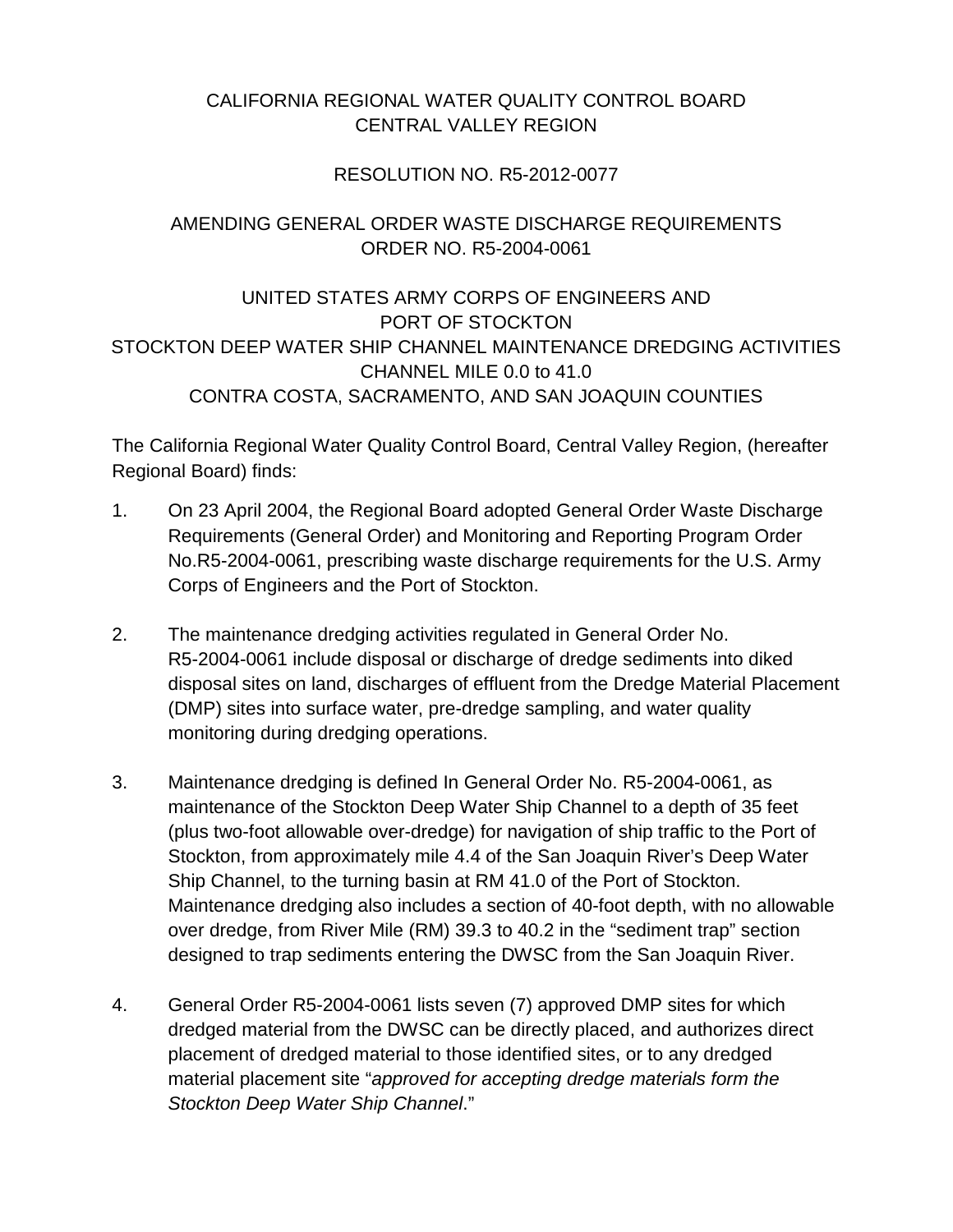# CALIFORNIA REGIONAL WATER QUALITY CONTROL BOARD
# CENTRAL VALLEY REGION

## RESOLUTION NO. R5-2012-0077

## AMENDING GENERAL ORDER WASTE DISCHARGE REQUIREMENTS ORDER NO. R5-2004-0061

## UNITED STATES ARMY CORPS OF ENGINEERS AND PORT OF STOCKTON STOCKTON DEEP WATER SHIP CHANNEL MAINTENANCE DREDGING ACTIVITIES CHANNEL MILE 0.0 to 41.0 CONTRA COSTA, SACRAMENTO, AND SAN JOAQUIN COUNTIES

The California Regional Water Quality Control Board, Central Valley Region, (hereafter Regional Board) finds:

1. On 23 April 2004, the Regional Board adopted General Order Waste Discharge Requirements (General Order) and Monitoring and Reporting Program Order No.R5-2004-0061, prescribing waste discharge requirements for the U.S. Army Corps of Engineers and the Port of Stockton.

2. The maintenance dredging activities regulated in General Order No. R5-2004-0061 include disposal or discharge of dredge sediments into diked disposal sites on land, discharges of effluent from the Dredge Material Placement (DMP) sites into surface water, pre-dredge sampling, and water quality monitoring during dredging operations.

3. Maintenance dredging is defined In General Order No. R5-2004-0061, as maintenance of the Stockton Deep Water Ship Channel to a depth of 35 feet (plus two-foot allowable over-dredge) for navigation of ship traffic to the Port of Stockton, from approximately mile 4.4 of the San Joaquin River's Deep Water Ship Channel, to the turning basin at RM 41.0 of the Port of Stockton. Maintenance dredging also includes a section of 40-foot depth, with no allowable over dredge, from River Mile (RM) 39.3 to 40.2 in the "sediment trap" section designed to trap sediments entering the DWSC from the San Joaquin River.

4. General Order R5-2004-0061 lists seven (7) approved DMP sites for which dredged material from the DWSC can be directly placed, and authorizes direct placement of dredged material to those identified sites, or to any dredged material placement site "*approved for accepting dredge materials form the Stockton Deep Water Ship Channel*."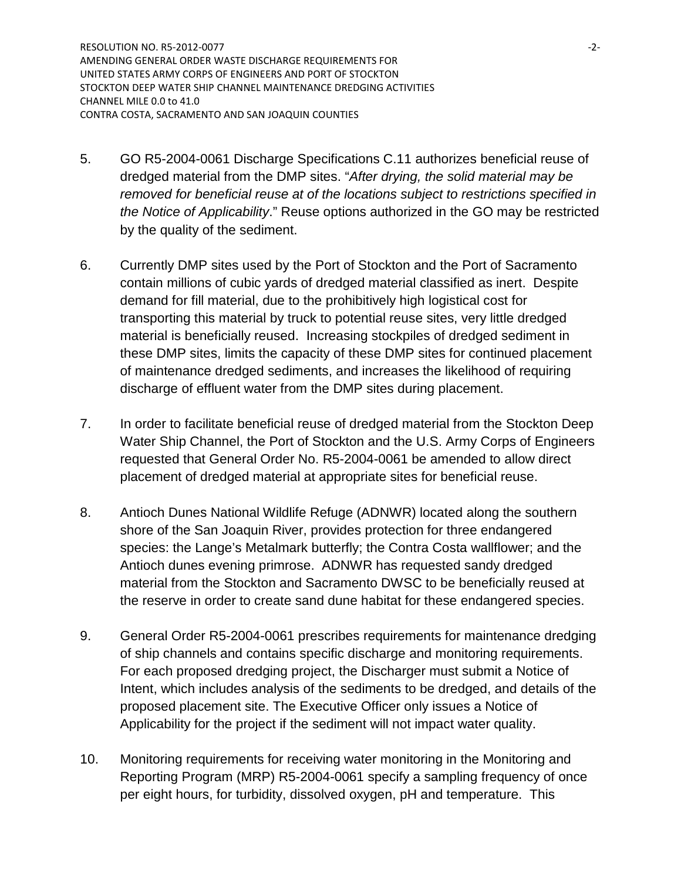5. GO R5-2004-0061 Discharge Specifications C.11 authorizes beneficial reuse of dredged material from the DMP sites. "*After drying, the solid material may be removed for beneficial reuse at of the locations subject to restrictions specified in the Notice of Applicability*." Reuse options authorized in the GO may be restricted by the quality of the sediment.

6. Currently DMP sites used by the Port of Stockton and the Port of Sacramento contain millions of cubic yards of dredged material classified as inert. Despite demand for fill material, due to the prohibitively high logistical cost for transporting this material by truck to potential reuse sites, very little dredged material is beneficially reused. Increasing stockpiles of dredged sediment in these DMP sites, limits the capacity of these DMP sites for continued placement of maintenance dredged sediments, and increases the likelihood of requiring discharge of effluent water from the DMP sites during placement.

7. In order to facilitate beneficial reuse of dredged material from the Stockton Deep Water Ship Channel, the Port of Stockton and the U.S. Army Corps of Engineers requested that General Order No. R5-2004-0061 be amended to allow direct placement of dredged material at appropriate sites for beneficial reuse.

8. Antioch Dunes National Wildlife Refuge (ADNWR) located along the southern shore of the San Joaquin River, provides protection for three endangered species: the Lange's Metalmark butterfly; the Contra Costa wallflower; and the Antioch dunes evening primrose. ADNWR has requested sandy dredged material from the Stockton and Sacramento DWSC to be beneficially reused at the reserve in order to create sand dune habitat for these endangered species.

9. General Order R5-2004-0061 prescribes requirements for maintenance dredging of ship channels and contains specific discharge and monitoring requirements. For each proposed dredging project, the Discharger must submit a Notice of Intent, which includes analysis of the sediments to be dredged, and details of the proposed placement site. The Executive Officer only issues a Notice of Applicability for the project if the sediment will not impact water quality.

10. Monitoring requirements for receiving water monitoring in the Monitoring and Reporting Program (MRP) R5-2004-0061 specify a sampling frequency of once per eight hours, for turbidity, dissolved oxygen, pH and temperature. This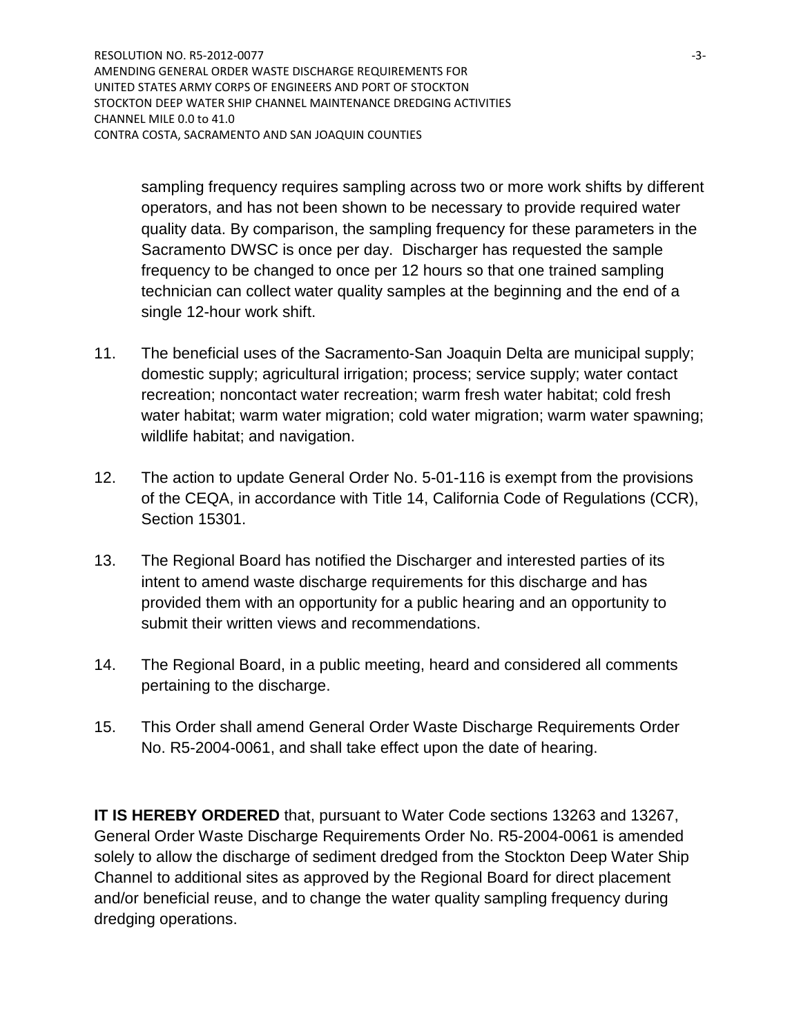sampling frequency requires sampling across two or more work shifts by different operators, and has not been shown to be necessary to provide required water quality data. By comparison, the sampling frequency for these parameters in the Sacramento DWSC is once per day. Discharger has requested the sample frequency to be changed to once per 12 hours so that one trained sampling technician can collect water quality samples at the beginning and the end of a single 12-hour work shift.

11. The beneficial uses of the Sacramento-San Joaquin Delta are municipal supply; domestic supply; agricultural irrigation; process; service supply; water contact recreation; noncontact water recreation; warm fresh water habitat; cold fresh water habitat; warm water migration; cold water migration; warm water spawning; wildlife habitat; and navigation.

12. The action to update General Order No. 5-01-116 is exempt from the provisions of the CEQA, in accordance with Title 14, California Code of Regulations (CCR), Section 15301.

13. The Regional Board has notified the Discharger and interested parties of its intent to amend waste discharge requirements for this discharge and has provided them with an opportunity for a public hearing and an opportunity to submit their written views and recommendations.

14. The Regional Board, in a public meeting, heard and considered all comments pertaining to the discharge.

15. This Order shall amend General Order Waste Discharge Requirements Order No. R5-2004-0061, and shall take effect upon the date of hearing.

**IT IS HEREBY ORDERED** that, pursuant to Water Code sections 13263 and 13267, General Order Waste Discharge Requirements Order No. R5-2004-0061 is amended solely to allow the discharge of sediment dredged from the Stockton Deep Water Ship Channel to additional sites as approved by the Regional Board for direct placement and/or beneficial reuse, and to change the water quality sampling frequency during dredging operations.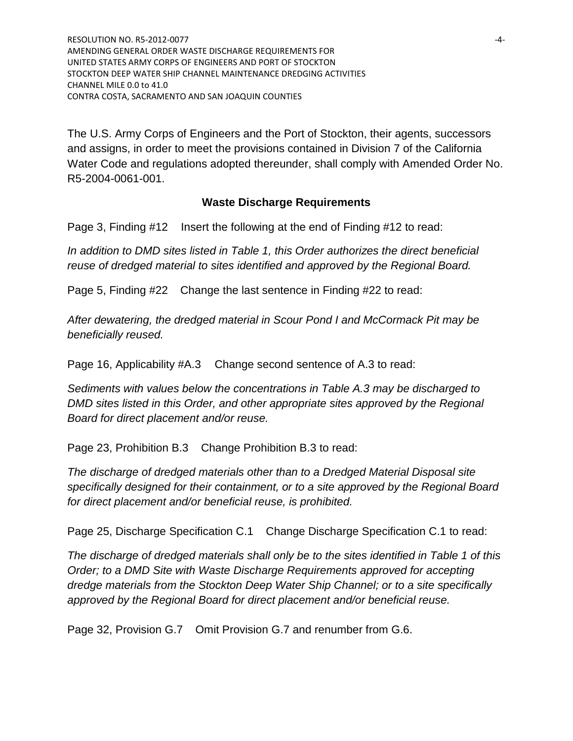The U.S. Army Corps of Engineers and the Port of Stockton, their agents, successors and assigns, in order to meet the provisions contained in Division 7 of the California Water Code and regulations adopted thereunder, shall comply with Amended Order No. R5-2004-0061-001.

## Waste Discharge Requirements

Page 3, Finding #12 Insert the following at the end of Finding #12 to read:

*In addition to DMD sites listed in Table 1, this Order authorizes the direct beneficial reuse of dredged material to sites identified and approved by the Regional Board.*

Page 5, Finding #22 Change the last sentence in Finding #22 to read:

*After dewatering, the dredged material in Scour Pond I and McCormack Pit may be beneficially reused.*

Page 16, Applicability #A.3 Change second sentence of A.3 to read:

*Sediments with values below the concentrations in Table A.3 may be discharged to DMD sites listed in this Order, and other appropriate sites approved by the Regional Board for direct placement and/or reuse.*

Page 23, Prohibition B.3 Change Prohibition B.3 to read:

*The discharge of dredged materials other than to a Dredged Material Disposal site specifically designed for their containment, or to a site approved by the Regional Board for direct placement and/or beneficial reuse, is prohibited.*

Page 25, Discharge Specification C.1 Change Discharge Specification C.1 to read:

*The discharge of dredged materials shall only be to the sites identified in Table 1 of this Order; to a DMD Site with Waste Discharge Requirements approved for accepting dredge materials from the Stockton Deep Water Ship Channel; or to a site specifically approved by the Regional Board for direct placement and/or beneficial reuse.*

Page 32, Provision G.7 Omit Provision G.7 and renumber from G.6.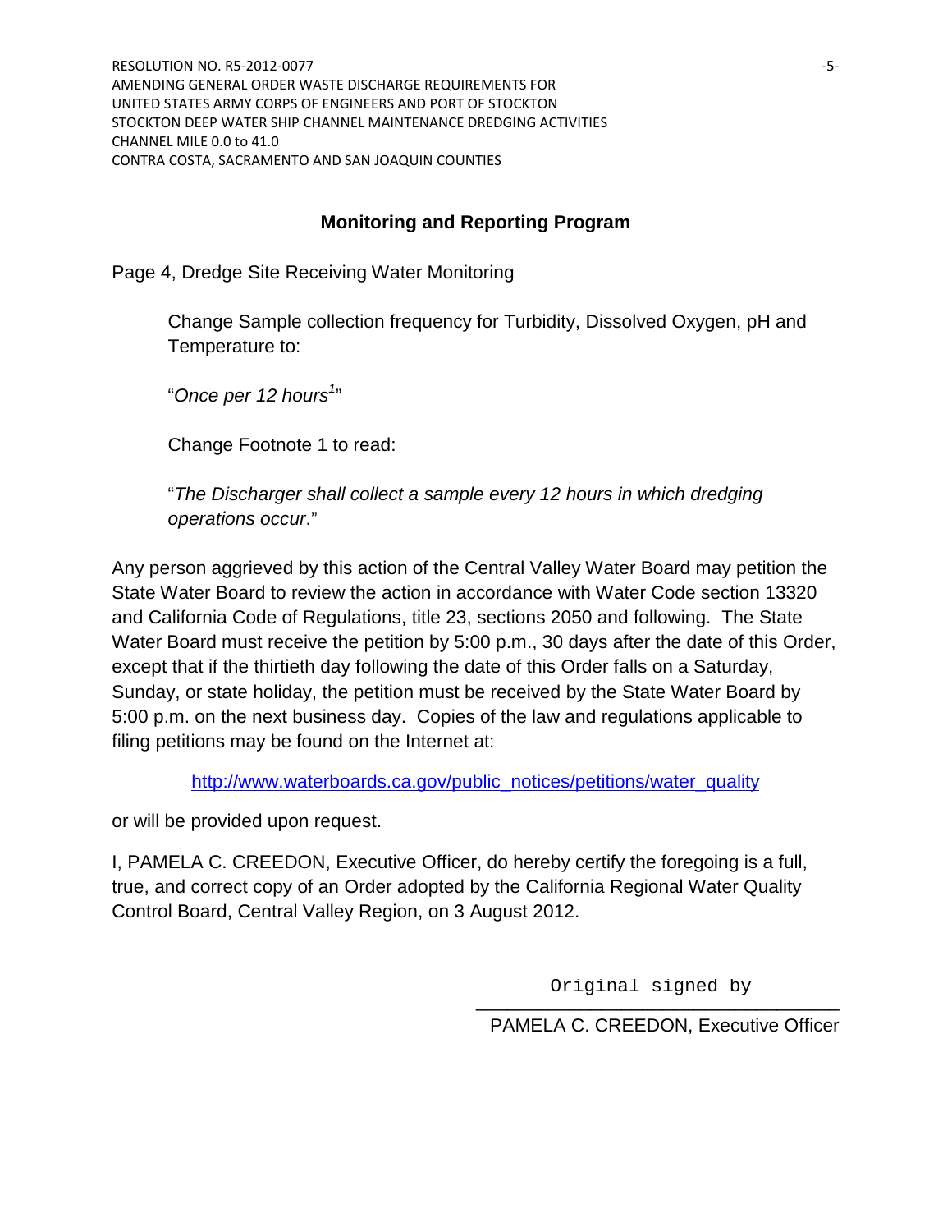## Monitoring and Reporting Program

Page 4, Dredge Site Receiving Water Monitoring

> Change Sample collection frequency for Turbidity, Dissolved Oxygen, pH and Temperature to:
>
> "*Once per 12 hours*[1]"
>
> Change Footnote 1 to read:
>
> "*The Discharger shall collect a sample every 12 hours in which dredging operations occur*."

Any person aggrieved by this action of the Central Valley Water Board may petition the State Water Board to review the action in accordance with Water Code section 13320 and California Code of Regulations, title 23, sections 2050 and following. The State Water Board must receive the petition by 5:00 p.m., 30 days after the date of this Order, except that if the thirtieth day following the date of this Order falls on a Saturday, Sunday, or state holiday, the petition must be received by the State Water Board by 5:00 p.m. on the next business day. Copies of the law and regulations applicable to filing petitions may be found on the Internet at:

http://www.waterboards.ca.gov/public_notices/petitions/water_quality

or will be provided upon request.

I, PAMELA C. CREEDON, Executive Officer, do hereby certify the foregoing is a full, true, and correct copy of an Order adopted by the California Regional Water Quality Control Board, Central Valley Region, on 3 August 2012.

Original signed by

\_\_\_\_\_\_\_\_\_\_\_\_\_\_\_\_\_\_\_\_\_\_\_\_\_\_\_\_\_\_\_\_\_\_\_\_

PAMELA C. CREEDON, Executive Officer